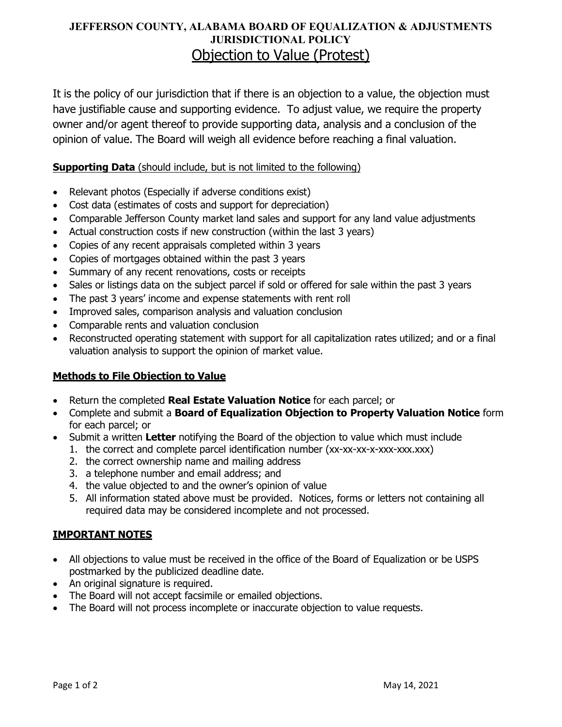# JEFFERSON COUNTY, ALABAMA BOARD OF EQUALIZATION & ADJUSTMENTS JURISDICTIONAL POLICY

## Objection to Value (Protest)

It is the policy of our jurisdiction that if there is an objection to a value, the objection must have justifiable cause and supporting evidence. To adjust value, we require the property owner and/or agent thereof to provide supporting data, analysis and a conclusion of the opinion of value. The Board will weigh all evidence before reaching a final valuation.

**Supporting Data** (should include, but is not limited to the following)

- Relevant photos (Especially if adverse conditions exist)
- Cost data (estimates of costs and support for depreciation)
- Comparable Jefferson County market land sales and support for any land value adjustments
- Actual construction costs if new construction (within the last 3 years)
- Copies of any recent appraisals completed within 3 years
- Copies of mortgages obtained within the past 3 years
- Summary of any recent renovations, costs or receipts
- Sales or listings data on the subject parcel if sold or offered for sale within the past 3 years
- The past 3 years' income and expense statements with rent roll
- Improved sales, comparison analysis and valuation conclusion
- Comparable rents and valuation conclusion
- Reconstructed operating statement with support for all capitalization rates utilized; and or a final valuation analysis to support the opinion of market value.

**Methods to File Objection to Value**

- Return the completed **Real Estate Valuation Notice** for each parcel; or
- Complete and submit a **Board of Equalization Objection to Property Valuation Notice** form for each parcel; or
- Submit a written **Letter** notifying the Board of the objection to value which must include
  1. the correct and complete parcel identification number (xx-xx-xx-x-xxx-xxx.xxx)
  2. the correct ownership name and mailing address
  3. a telephone number and email address; and
  4. the value objected to and the owner's opinion of value
  5. All information stated above must be provided. Notices, forms or letters not containing all required data may be considered incomplete and not processed.

**IMPORTANT NOTES**

- All objections to value must be received in the office of the Board of Equalization or be USPS postmarked by the publicized deadline date.
- An original signature is required.
- The Board will not accept facsimile or emailed objections.
- The Board will not process incomplete or inaccurate objection to value requests.

May 14, 2021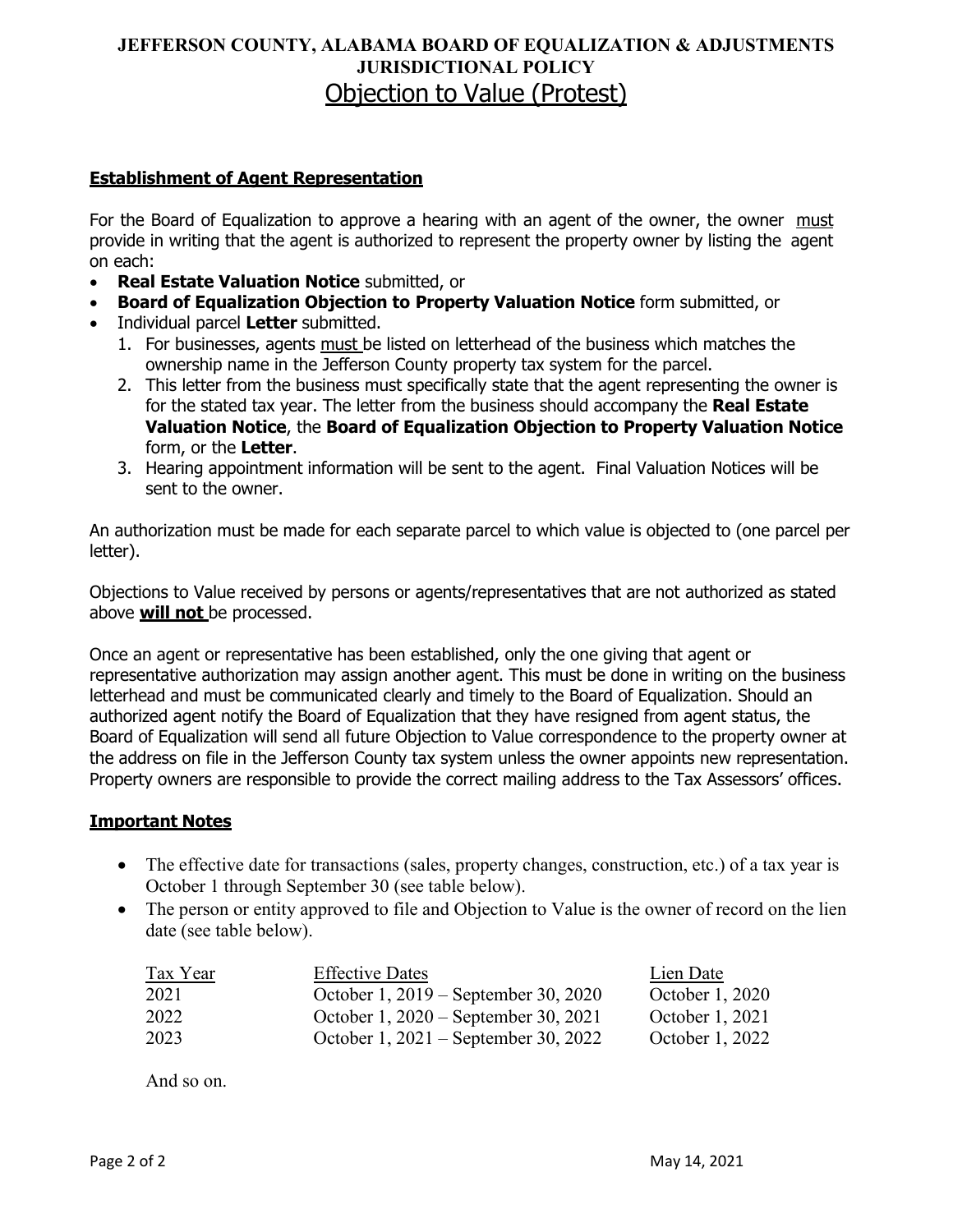# JEFFERSON COUNTY, ALABAMA BOARD OF EQUALIZATION & ADJUSTMENTS JURISDICTIONAL POLICY

## Objection to Value (Protest)

### Establishment of Agent Representation

For the Board of Equalization to approve a hearing with an agent of the owner, the owner must provide in writing that the agent is authorized to represent the property owner by listing the agent on each:

- **Real Estate Valuation Notice** submitted, or
- **Board of Equalization Objection to Property Valuation Notice** form submitted, or
- Individual parcel **Letter** submitted.
  1. For businesses, agents must be listed on letterhead of the business which matches the ownership name in the Jefferson County property tax system for the parcel.
  2. This letter from the business must specifically state that the agent representing the owner is for the stated tax year. The letter from the business should accompany the **Real Estate Valuation Notice**, the **Board of Equalization Objection to Property Valuation Notice** form, or the **Letter**.
  3. Hearing appointment information will be sent to the agent. Final Valuation Notices will be sent to the owner.

An authorization must be made for each separate parcel to which value is objected to (one parcel per letter).

Objections to Value received by persons or agents/representatives that are not authorized as stated above **will not** be processed.

Once an agent or representative has been established, only the one giving that agent or representative authorization may assign another agent. This must be done in writing on the business letterhead and must be communicated clearly and timely to the Board of Equalization. Should an authorized agent notify the Board of Equalization that they have resigned from agent status, the Board of Equalization will send all future Objection to Value correspondence to the property owner at the address on file in the Jefferson County tax system unless the owner appoints new representation. Property owners are responsible to provide the correct mailing address to the Tax Assessors' offices.

### Important Notes

- The effective date for transactions (sales, property changes, construction, etc.) of a tax year is October 1 through September 30 (see table below).
- The person or entity approved to file and Objection to Value is the owner of record on the lien date (see table below).

| Tax Year | Effective Dates | Lien Date |
|---|---|---|
| 2021 | October 1, 2019 – September 30, 2020 | October 1, 2020 |
| 2022 | October 1, 2020 – September 30, 2021 | October 1, 2021 |
| 2023 | October 1, 2021 – September 30, 2022 | October 1, 2022 |

And so on.

May 14, 2021